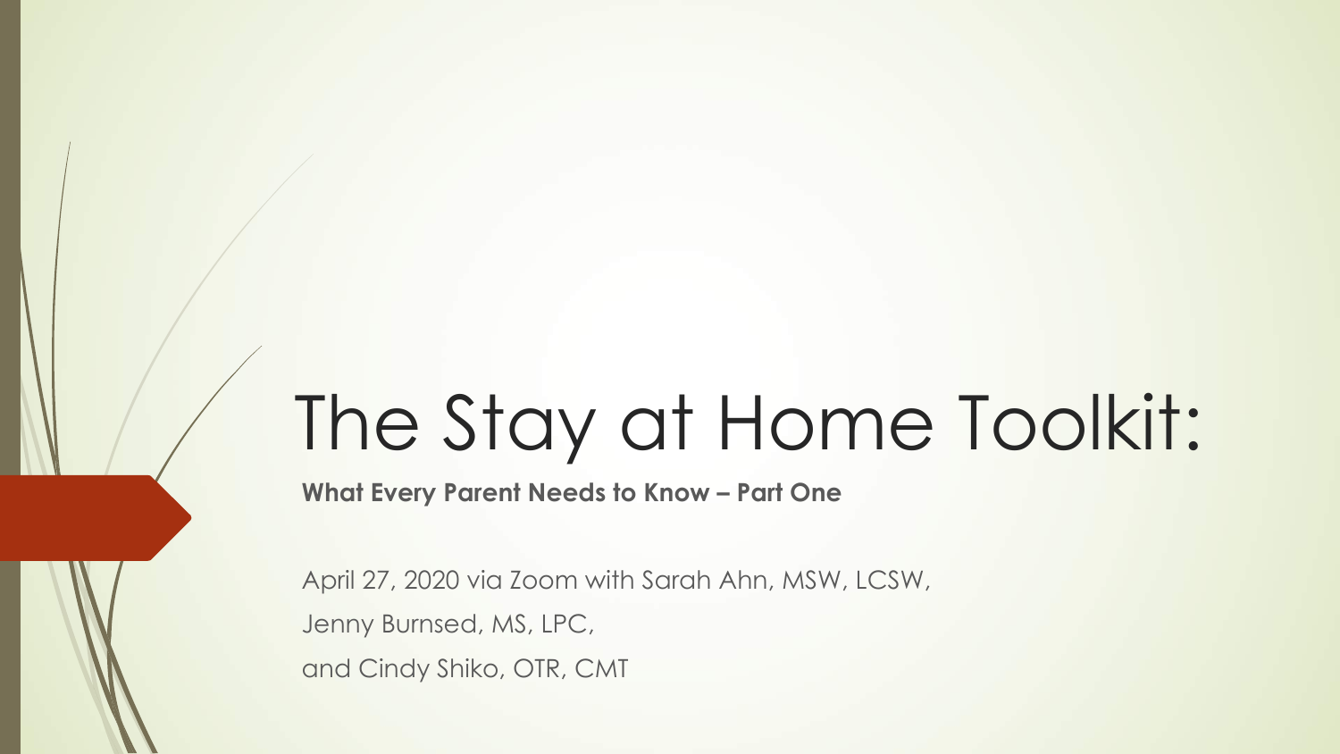# The Stay at Home Toolkit:

**What Every Parent Needs to Know – Part One**

April 27, 2020 via Zoom with Sarah Ahn, MSW, LCSW,

Jenny Burnsed, MS, LPC,

and Cindy Shiko, OTR, CMT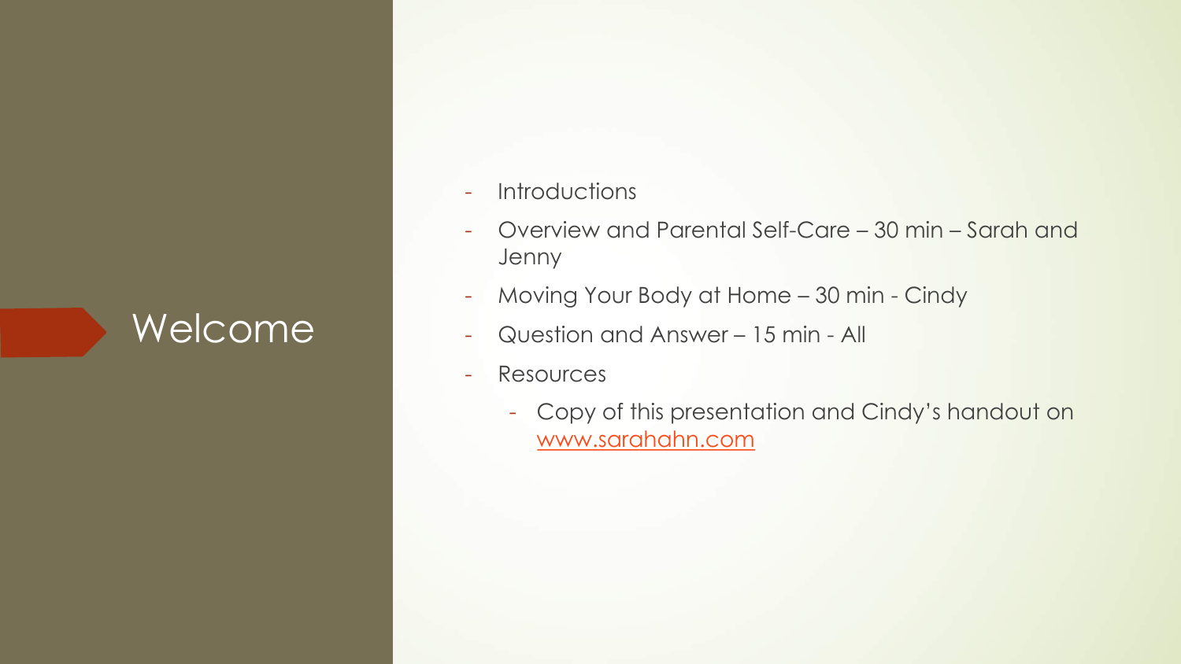# Welcome

- Introductions
- Overview and Parental Self-Care – 30 min – Sarah and Jenny
- Moving Your Body at Home – 30 min - Cindy
- Question and Answer – 15 min - All
- Resources
  - Copy of this presentation and Cindy's handout on www.sarahahn.com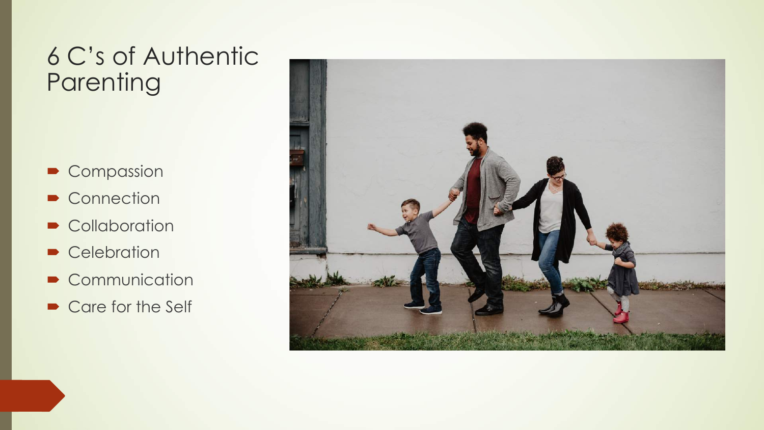# 6 C's of Authentic Parenting

- Compassion
- Connection
- Collaboration
- Celebration
- Communication
- Care for the Self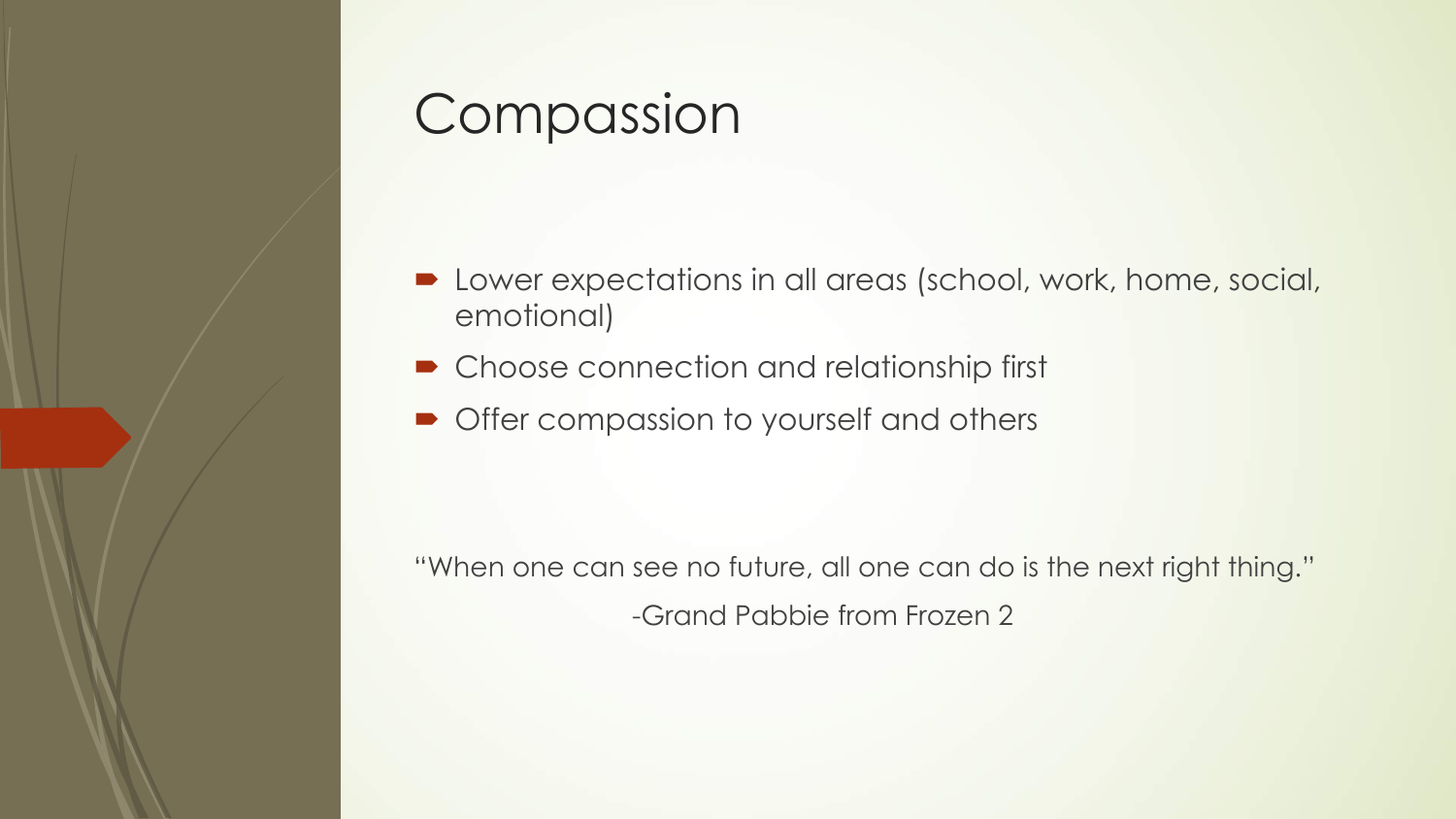# Compassion

- Lower expectations in all areas (school, work, home, social, emotional)
- Choose connection and relationship first
- Offer compassion to yourself and others

"When one can see no future, all one can do is the next right thing."

-Grand Pabbie from Frozen 2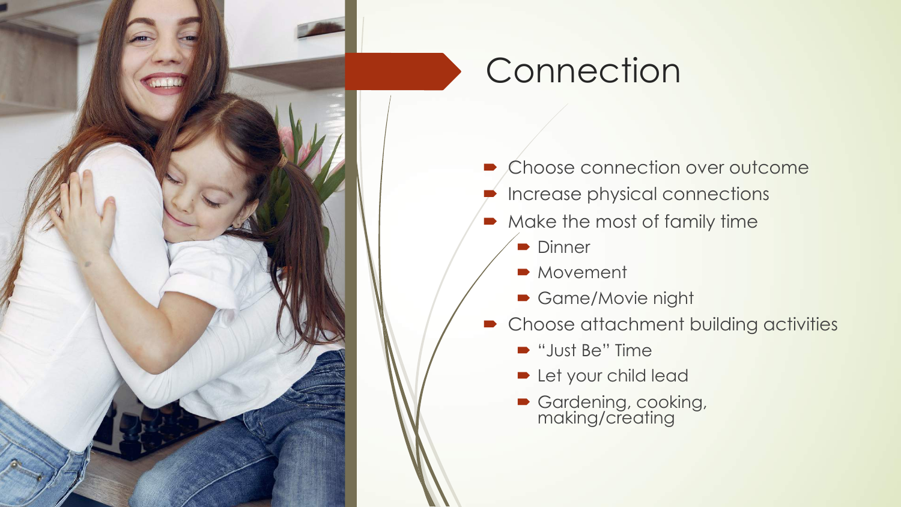# Connection

- Choose connection over outcome
- Increase physical connections
- Make the most of family time
  - Dinner
  - Movement
  - Game/Movie night
- Choose attachment building activities
  - "Just Be" Time
  - Let your child lead
  - Gardening, cooking, making/creating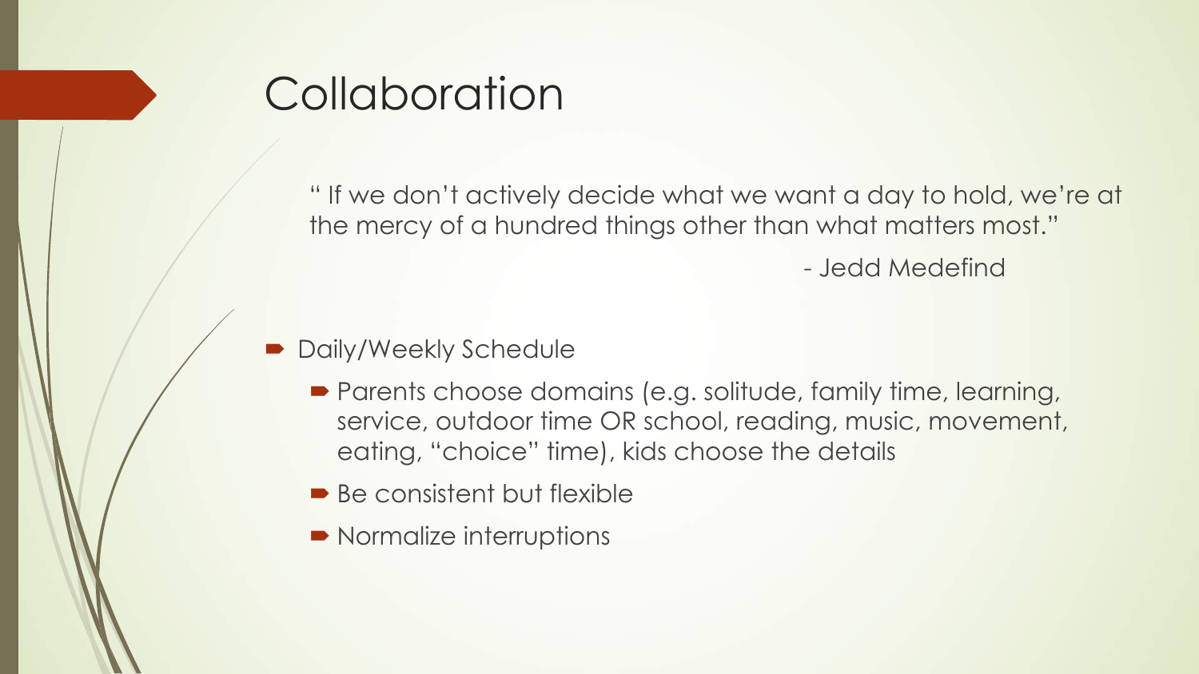# Collaboration

" If we don't actively decide what we want a day to hold, we're at the mercy of a hundred things other than what matters most."

- Jedd Medefind

- Daily/Weekly Schedule
  - Parents choose domains (e.g. solitude, family time, learning, service, outdoor time OR school, reading, music, movement, eating, "choice" time), kids choose the details
  - Be consistent but flexible
  - Normalize interruptions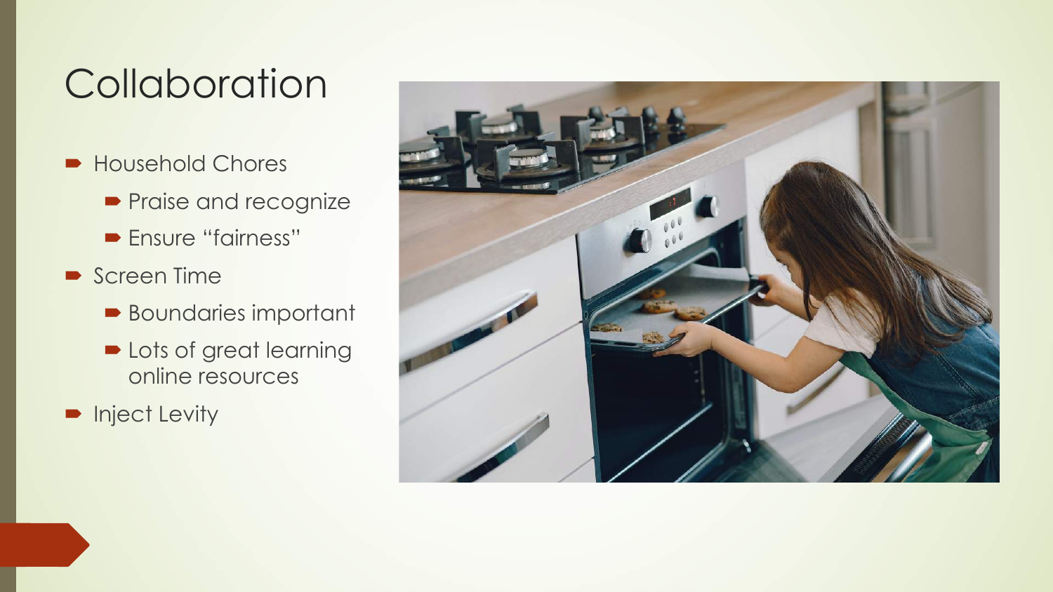# Collaboration

- Household Chores
  - Praise and recognize
  - Ensure "fairness"
- Screen Time
  - Boundaries important
  - Lots of great learning online resources
- Inject Levity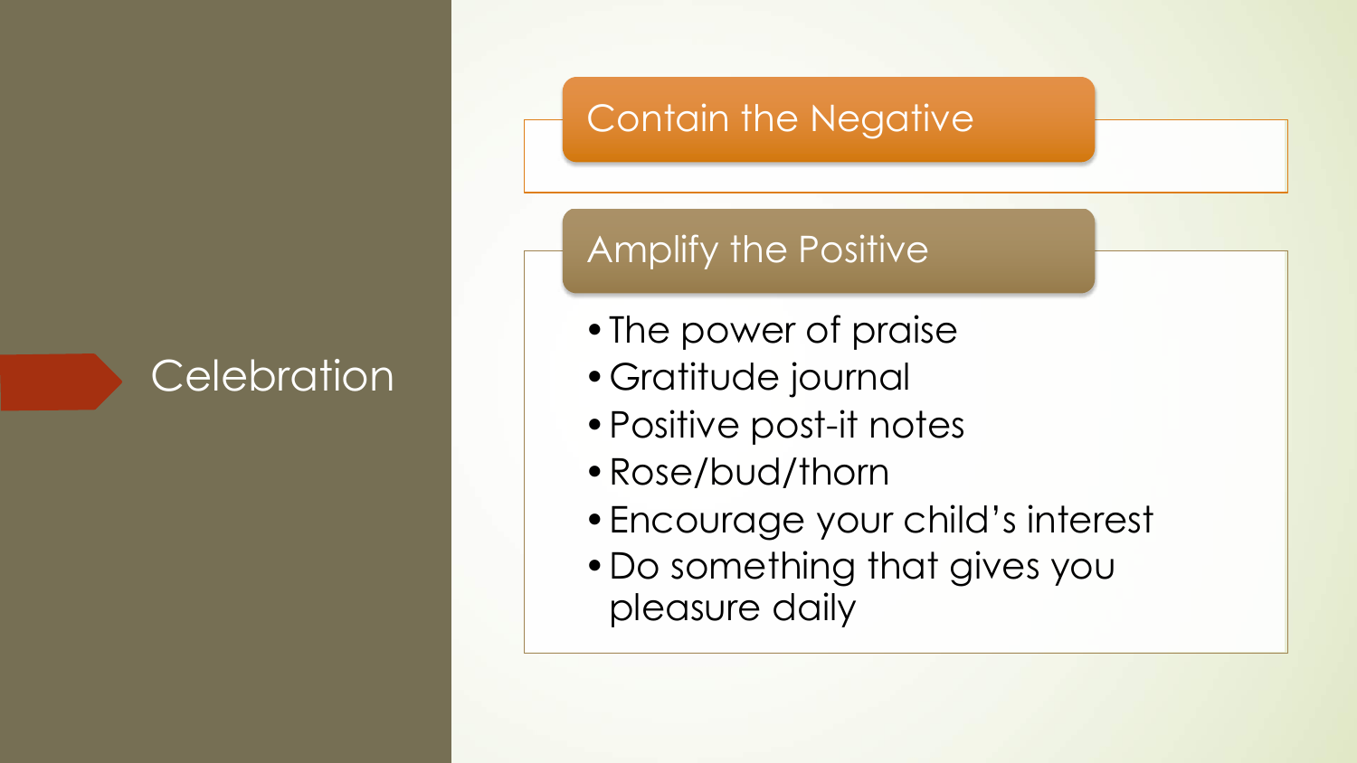# Celebration

## Contain the Negative

## Amplify the Positive

- The power of praise
- Gratitude journal
- Positive post-it notes
- Rose/bud/thorn
- Encourage your child's interest
- Do something that gives you pleasure daily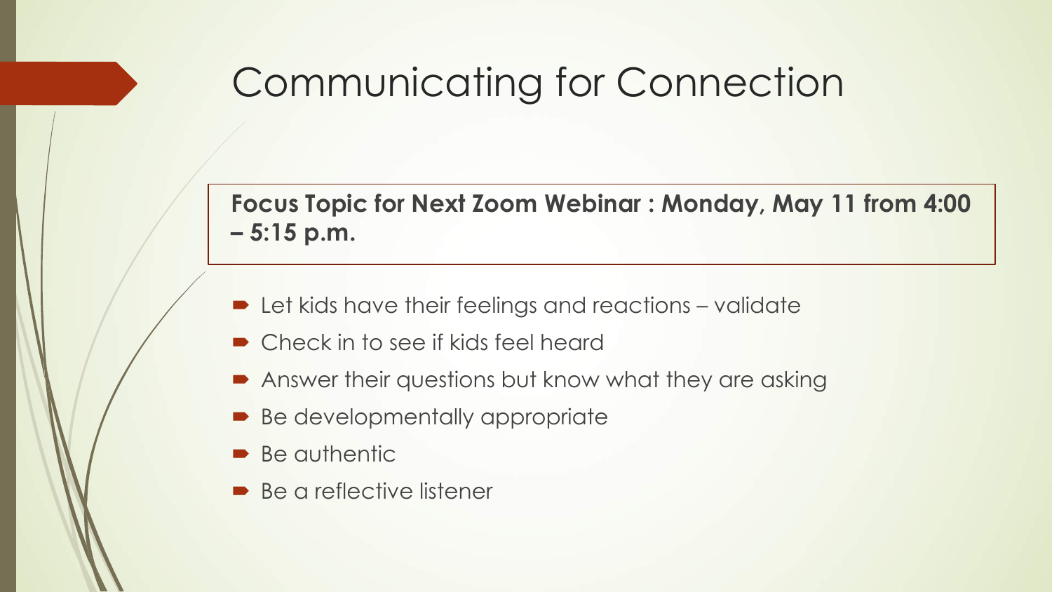# Communicating for Connection

**Focus Topic for Next Zoom Webinar : Monday, May 11 from 4:00 – 5:15 p.m.**

- Let kids have their feelings and reactions – validate
- Check in to see if kids feel heard
- Answer their questions but know what they are asking
- Be developmentally appropriate
- Be authentic
- Be a reflective listener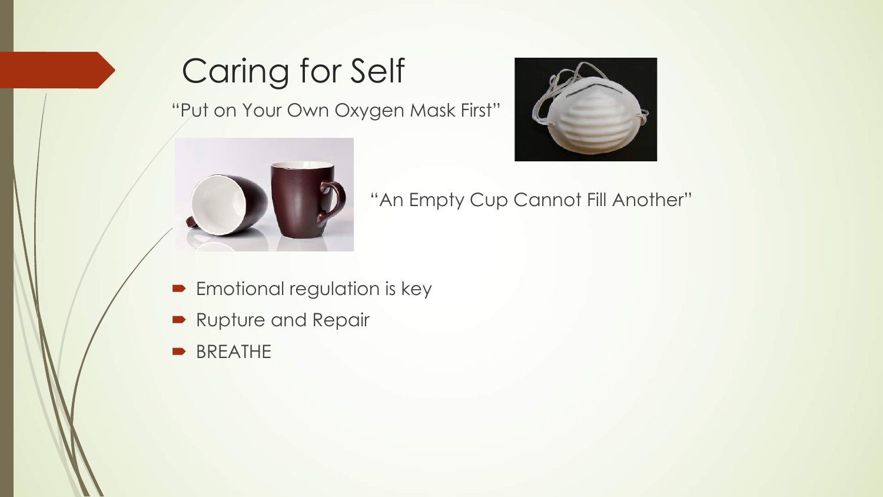# Caring for Self

"Put on Your Own Oxygen Mask First"

"An Empty Cup Cannot Fill Another"

- Emotional regulation is key
- Rupture and Repair
- BREATHE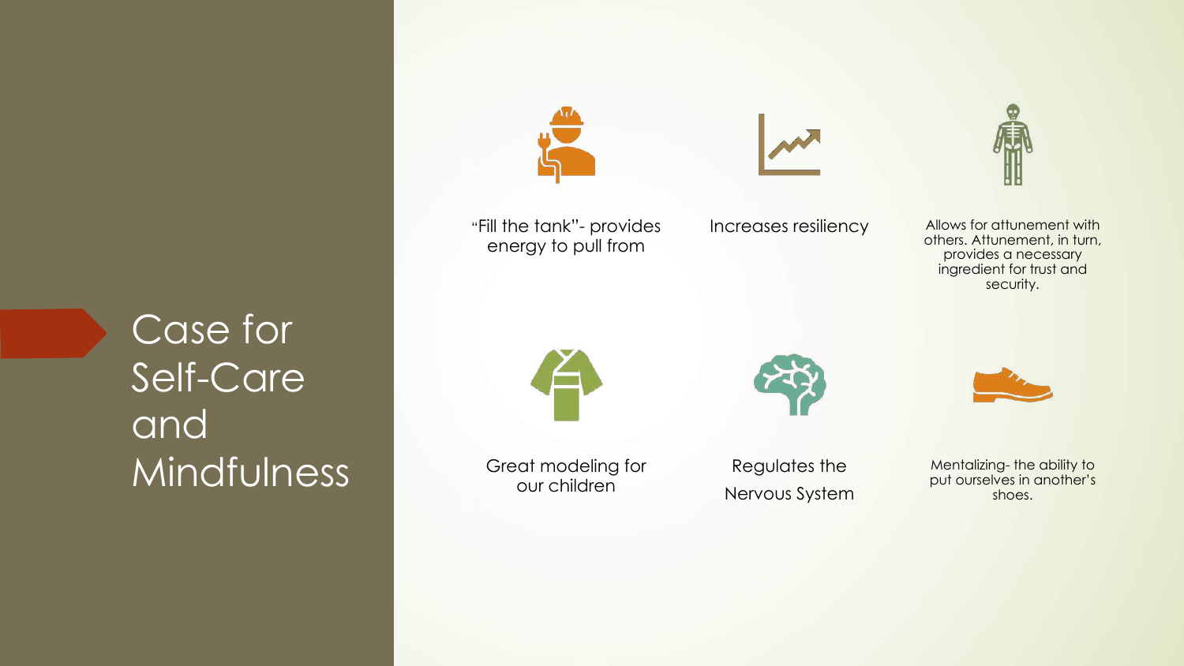# Case for Self-Care and Mindfulness

- "Fill the tank"- provides energy to pull from
- Increases resiliency
- Allows for attunement with others. Attunement, in turn, provides a necessary ingredient for trust and security.
- Great modeling for our children
- Regulates the Nervous System
- Mentalizing- the ability to put ourselves in another's shoes.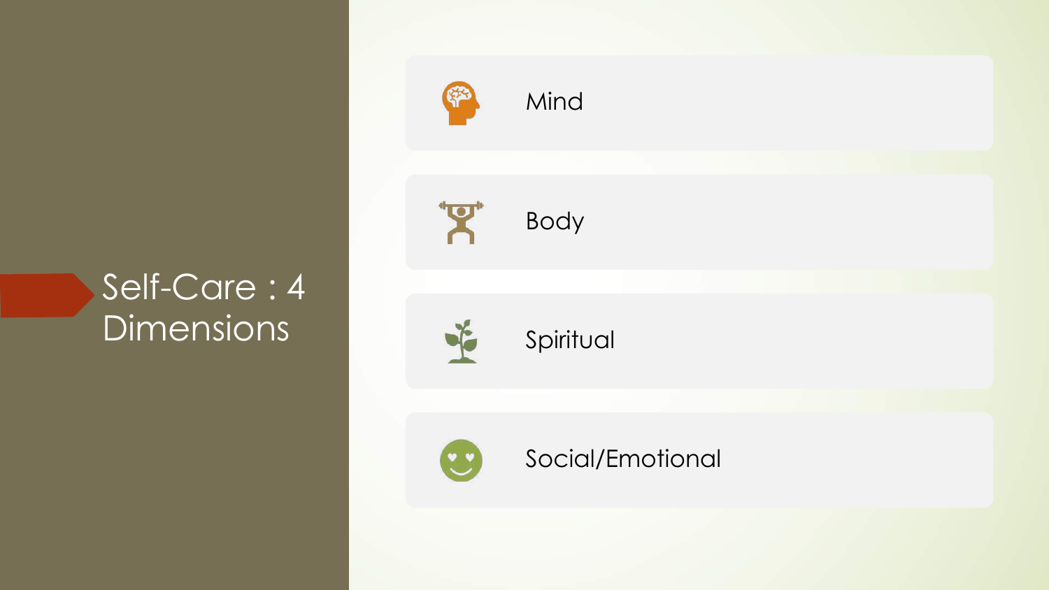# Self-Care : 4 Dimensions

- Mind
- Body
- Spiritual
- Social/Emotional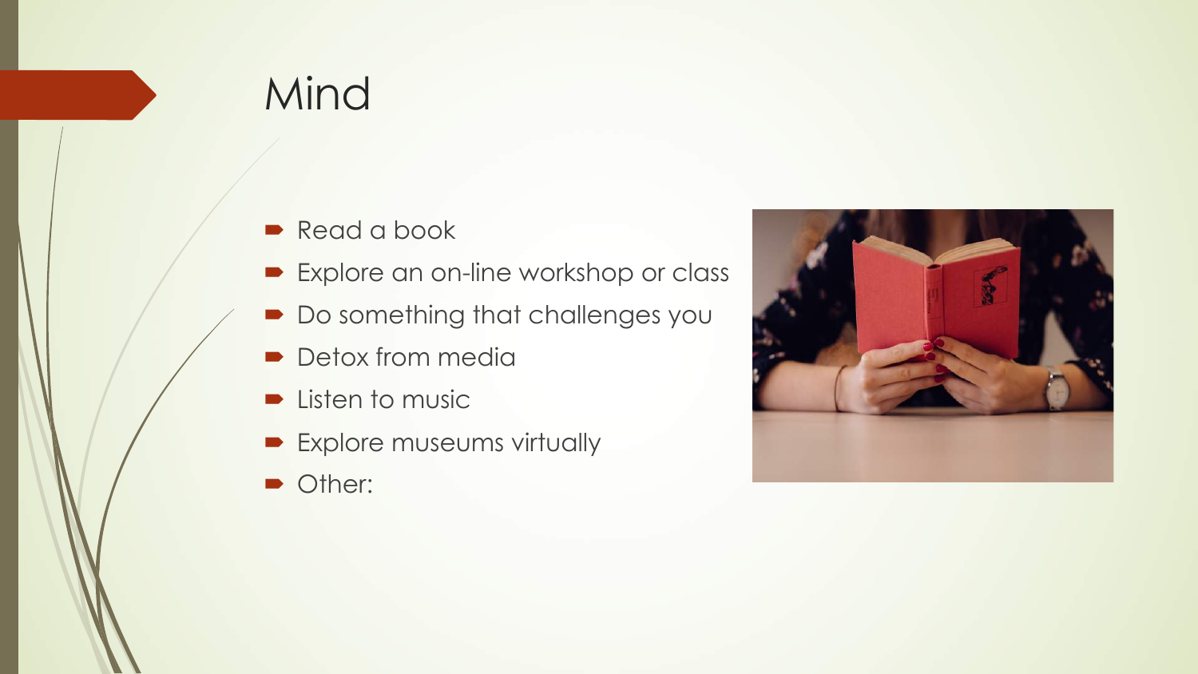# Mind

- Read a book
- Explore an on-line workshop or class
- Do something that challenges you
- Detox from media
- Listen to music
- Explore museums virtually
- Other: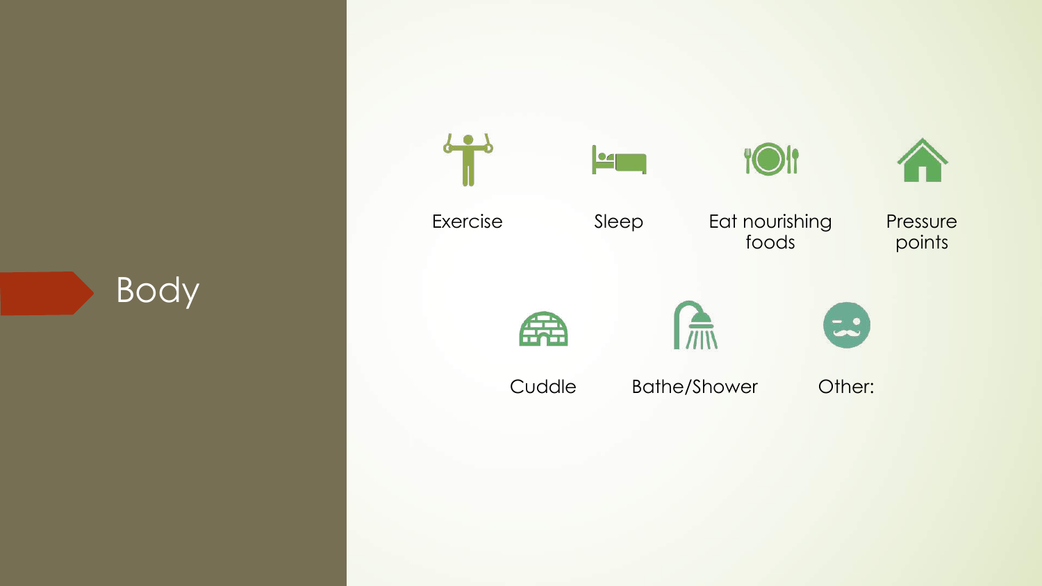# Body

- Exercise
- Sleep
- Eat nourishing foods
- Pressure points
- Cuddle
- Bathe/Shower
- Other: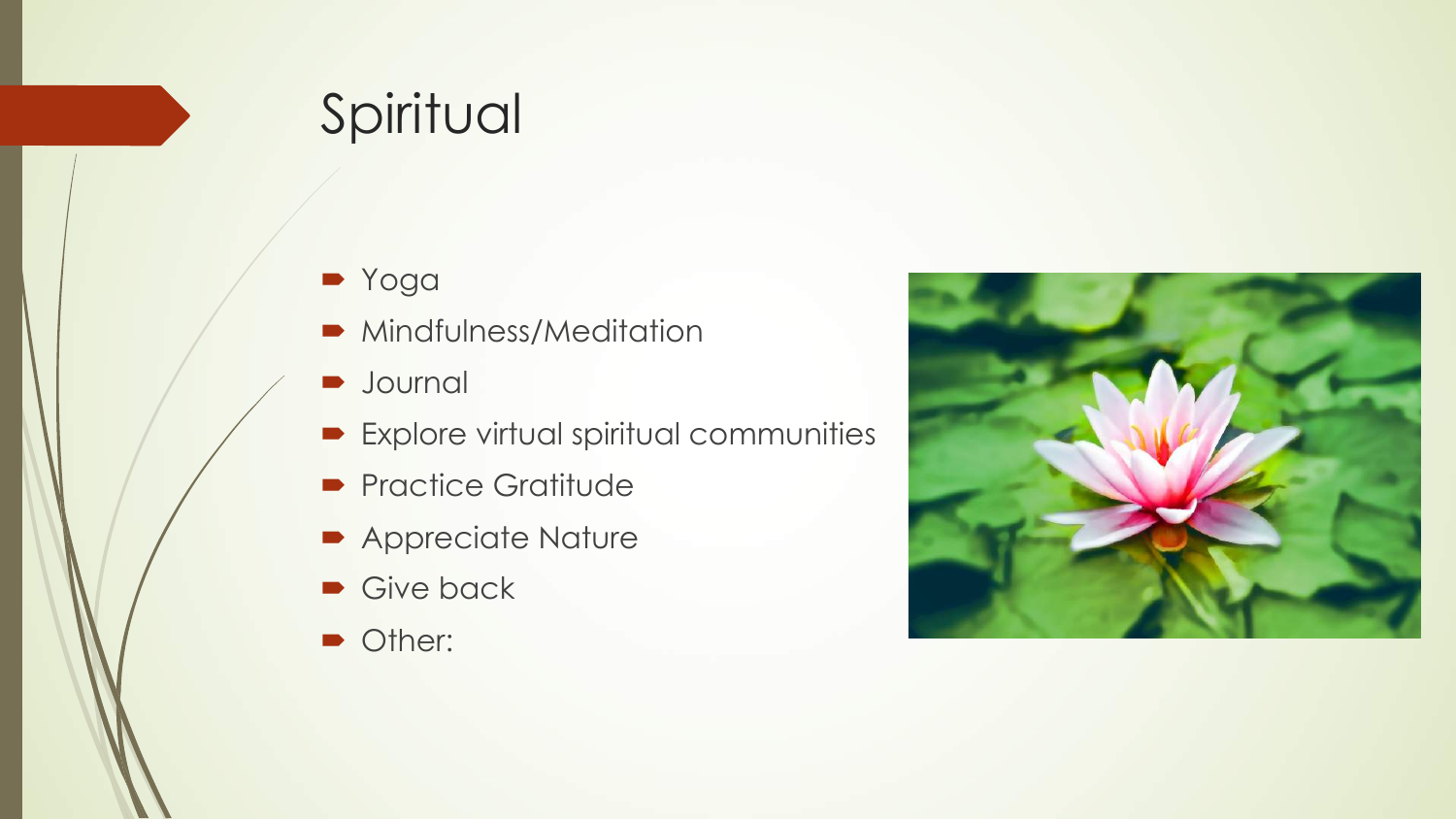# Spiritual

- Yoga
- Mindfulness/Meditation
- Journal
- Explore virtual spiritual communities
- Practice Gratitude
- Appreciate Nature
- Give back
- Other: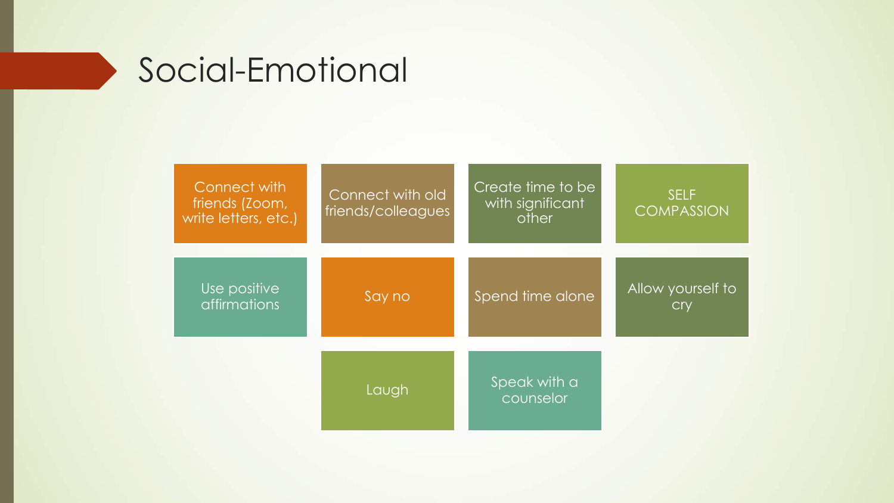# Social-Emotional

- Connect with friends (Zoom, write letters, etc.)
- Connect with old friends/colleagues
- Create time to be with significant other
- SELF COMPASSION
- Use positive affirmations
- Say no
- Spend time alone
- Allow yourself to cry
- Laugh
- Speak with a counselor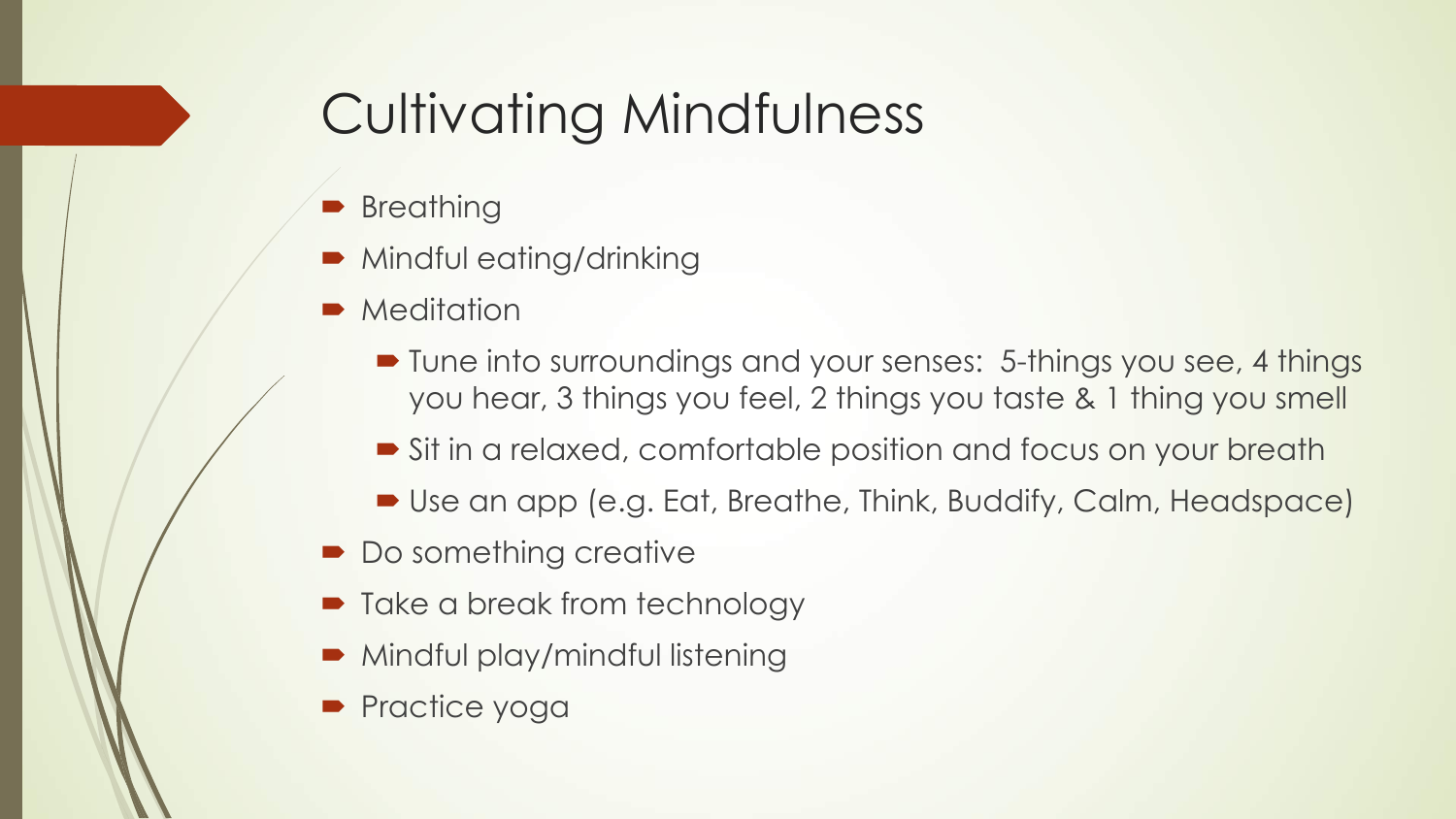# Cultivating Mindfulness

- Breathing
- Mindful eating/drinking
- Meditation
  - Tune into surroundings and your senses:  5-things you see, 4 things you hear, 3 things you feel, 2 things you taste & 1 thing you smell
  - Sit in a relaxed, comfortable position and focus on your breath
  - Use an app (e.g. Eat, Breathe, Think, Buddify, Calm, Headspace)
- Do something creative
- Take a break from technology
- Mindful play/mindful listening
- Practice yoga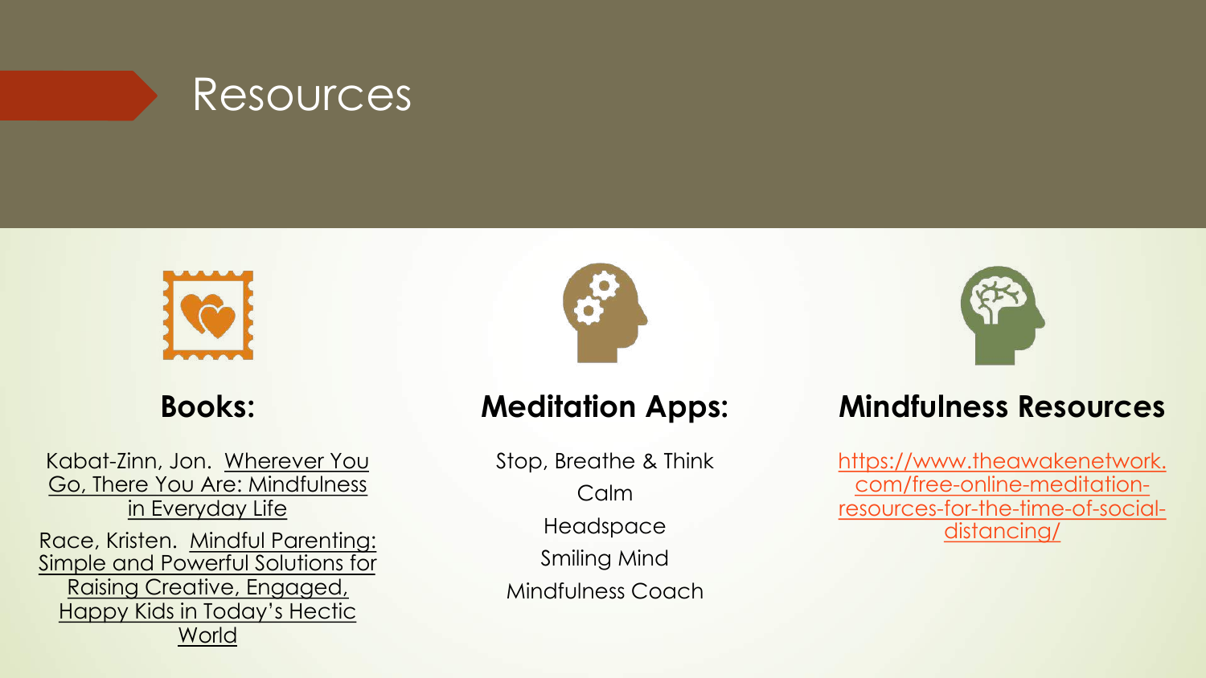# Resources

## Books:

Kabat-Zinn, Jon. Wherever You Go, There You Are: Mindfulness in Everyday Life

Race, Kristen. Mindful Parenting: Simple and Powerful Solutions for Raising Creative, Engaged, Happy Kids in Today's Hectic World

## Meditation Apps:

Stop, Breathe & Think

Calm

Headspace

Smiling Mind

Mindfulness Coach

## Mindfulness Resources

https://www.theawakenetwork.com/free-online-meditation-resources-for-the-time-of-social-distancing/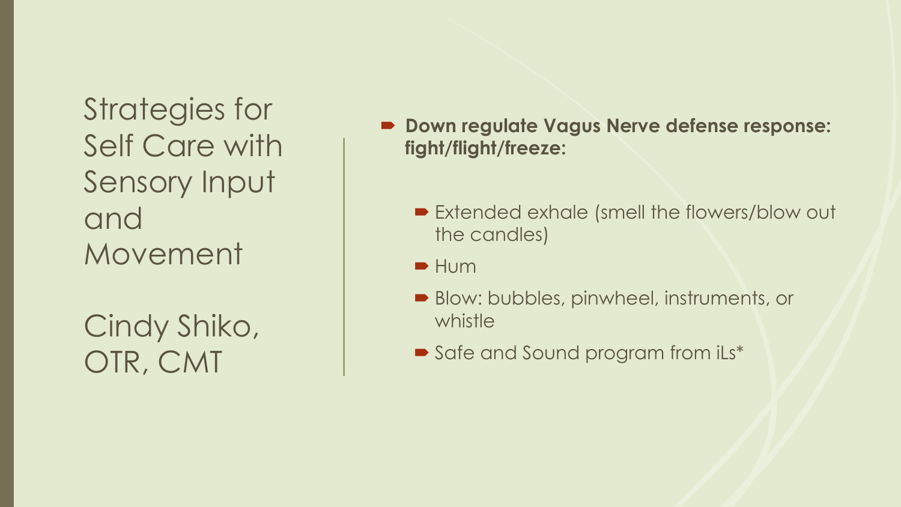# Strategies for Self Care with Sensory Input and Movement

Cindy Shiko, OTR, CMT

- **Down regulate Vagus Nerve defense response: fight/flight/freeze:**
  - Extended exhale (smell the flowers/blow out the candles)
  - Hum
  - Blow: bubbles, pinwheel, instruments, or whistle
  - Safe and Sound program from iLs*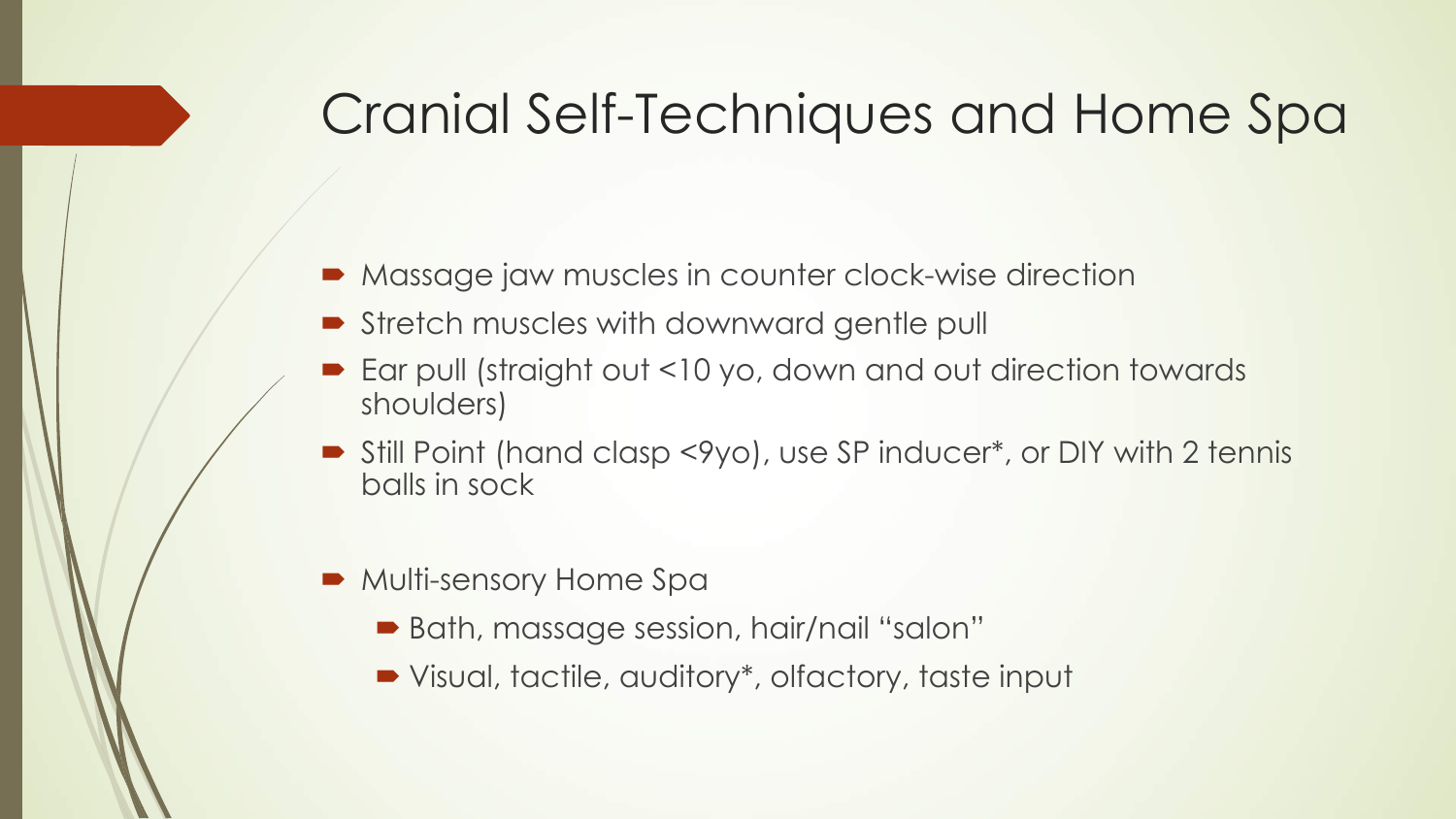# Cranial Self-Techniques and Home Spa

- Massage jaw muscles in counter clock-wise direction
- Stretch muscles with downward gentle pull
- Ear pull (straight out <10 yo, down and out direction towards shoulders)
- Still Point (hand clasp <9yo), use SP inducer*, or DIY with 2 tennis balls in sock

- Multi-sensory Home Spa
  - Bath, massage session, hair/nail "salon"
  - Visual, tactile, auditory*, olfactory, taste input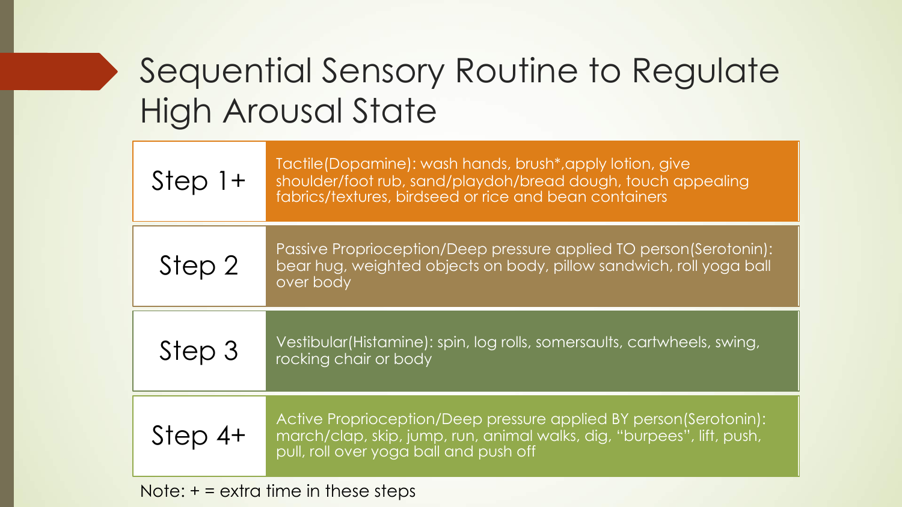# Sequential Sensory Routine to Regulate High Arousal State

| | |
|---|---|
| Step 1+ | Tactile(Dopamine): wash hands, brush*,apply lotion, give shoulder/foot rub, sand/playdoh/bread dough, touch appealing fabrics/textures, birdseed or rice and bean containers |
| Step 2 | Passive Proprioception/Deep pressure applied TO person(Serotonin): bear hug, weighted objects on body, pillow sandwich, roll yoga ball over body |
| Step 3 | Vestibular(Histamine): spin, log rolls, somersaults, cartwheels, swing, rocking chair or body |
| Step 4+ | Active Proprioception/Deep pressure applied BY person(Serotonin): march/clap, skip, jump, run, animal walks, dig, "burpees", lift, push, pull, roll over yoga ball and push off |

Note: + = extra time in these steps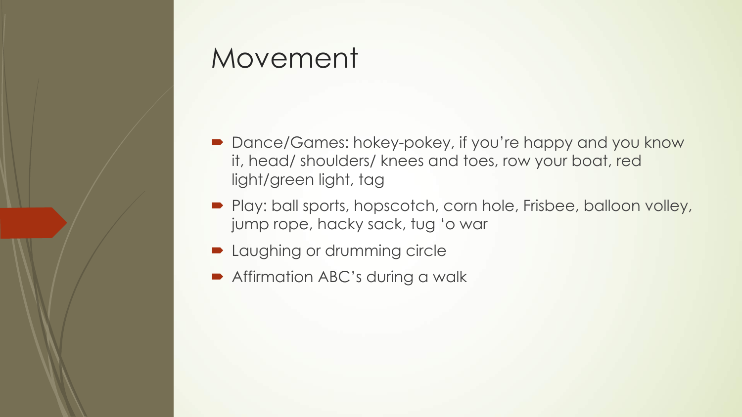# Movement

- Dance/Games: hokey-pokey, if you're happy and you know it, head/ shoulders/ knees and toes, row your boat, red light/green light, tag
- Play: ball sports, hopscotch, corn hole, Frisbee, balloon volley, jump rope, hacky sack, tug 'o war
- Laughing or drumming circle
- Affirmation ABC's during a walk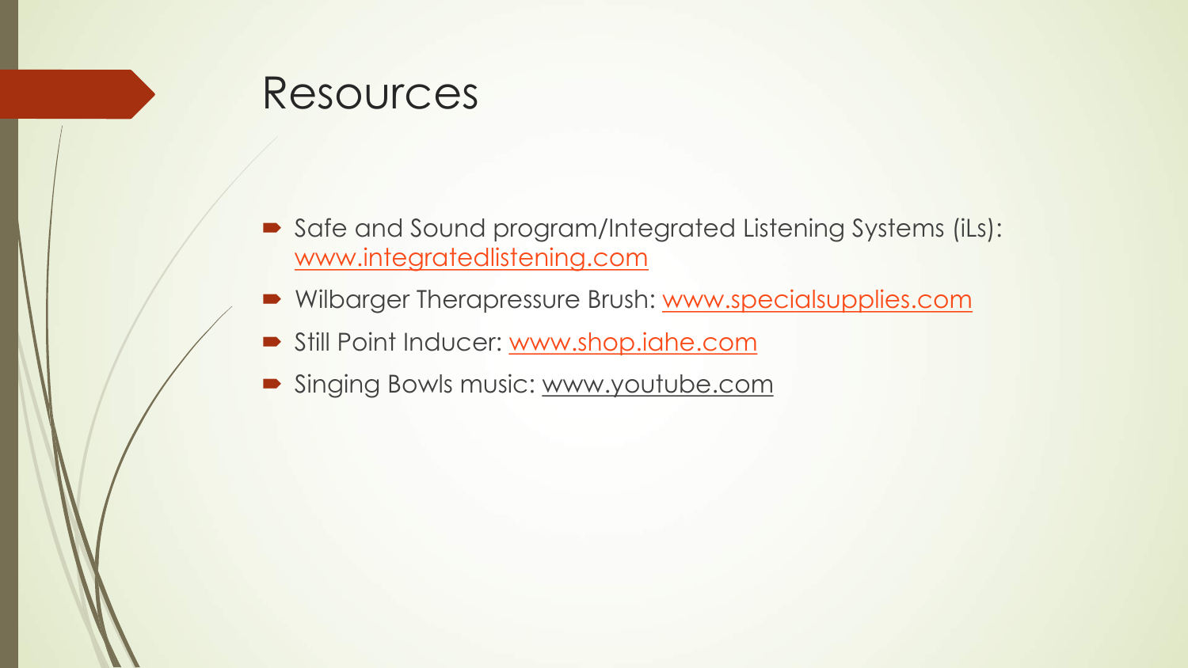# Resources

- Safe and Sound program/Integrated Listening Systems (iLs): www.integratedlistening.com
- Wilbarger Therapressure Brush: www.specialsupplies.com
- Still Point Inducer: www.shop.iahe.com
- Singing Bowls music: www.youtube.com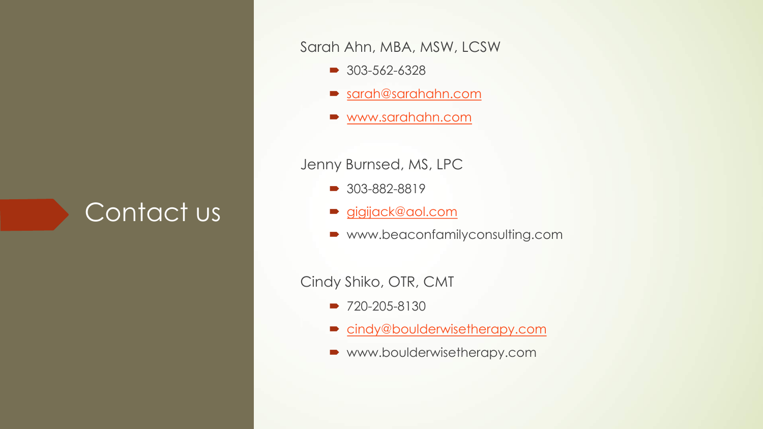# Contact us

Sarah Ahn, MBA, MSW, LCSW

- 303-562-6328
- sarah@sarahahn.com
- www.sarahahn.com

Jenny Burnsed, MS, LPC

- 303-882-8819
- gigijack@aol.com
- www.beaconfamilyconsulting.com

Cindy Shiko, OTR, CMT

- 720-205-8130
- cindy@boulderwisetherapy.com
- www.boulderwisetherapy.com